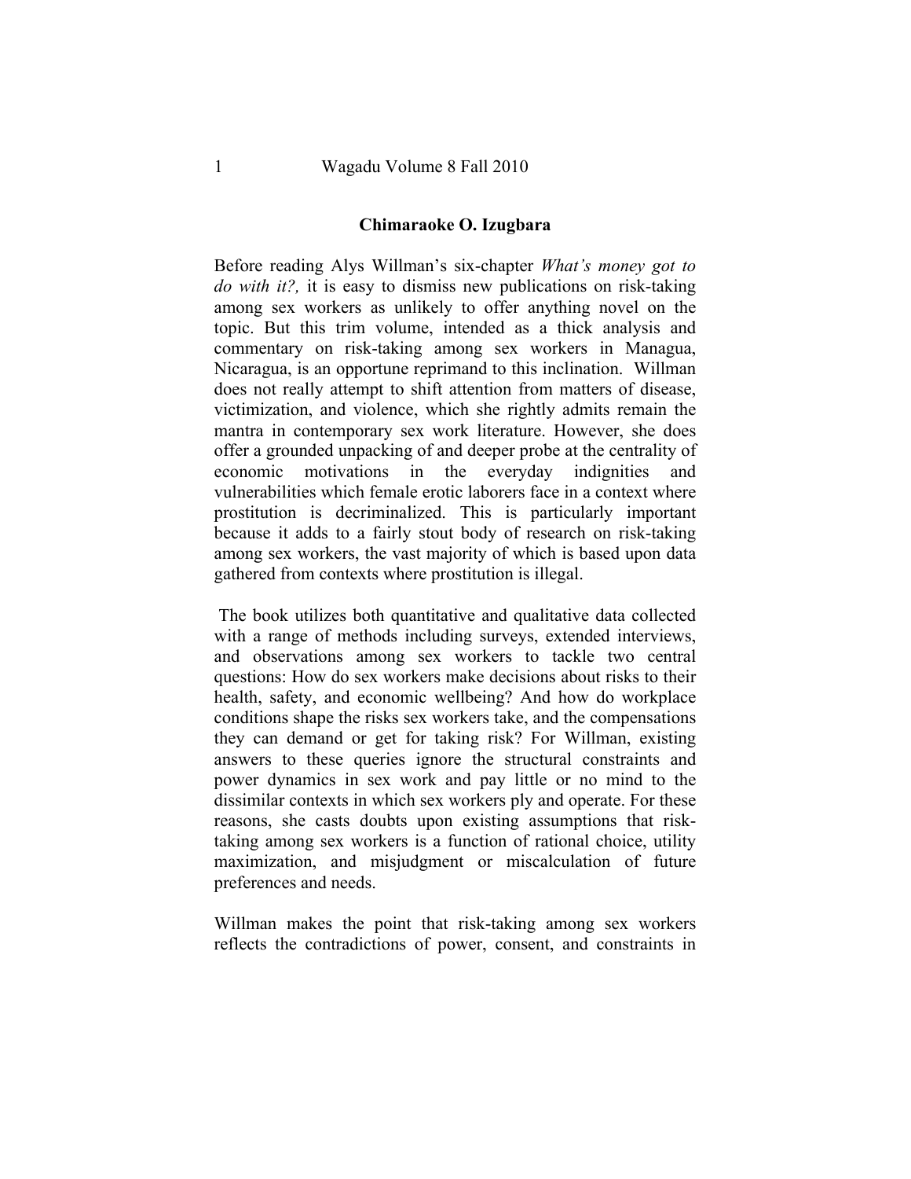**Chimaraoke O. Izugbara**

Before reading Alys Willman's six-chapter *What's money got to do with it?,* it is easy to dismiss new publications on risk-taking among sex workers as unlikely to offer anything novel on the topic. But this trim volume, intended as a thick analysis and commentary on risk-taking among sex workers in Managua, Nicaragua, is an opportune reprimand to this inclination. Willman does not really attempt to shift attention from matters of disease, victimization, and violence, which she rightly admits remain the mantra in contemporary sex work literature. However, she does offer a grounded unpacking of and deeper probe at the centrality of economic motivations in the everyday indignities and vulnerabilities which female erotic laborers face in a context where prostitution is decriminalized. This is particularly important because it adds to a fairly stout body of research on risk-taking among sex workers, the vast majority of which is based upon data gathered from contexts where prostitution is illegal.

The book utilizes both quantitative and qualitative data collected with a range of methods including surveys, extended interviews, and observations among sex workers to tackle two central questions: How do sex workers make decisions about risks to their health, safety, and economic wellbeing? And how do workplace conditions shape the risks sex workers take, and the compensations they can demand or get for taking risk? For Willman, existing answers to these queries ignore the structural constraints and power dynamics in sex work and pay little or no mind to the dissimilar contexts in which sex workers ply and operate. For these reasons, she casts doubts upon existing assumptions that risk-taking among sex workers is a function of rational choice, utility maximization, and misjudgment or miscalculation of future preferences and needs.

Willman makes the point that risk-taking among sex workers reflects the contradictions of power, consent, and constraints in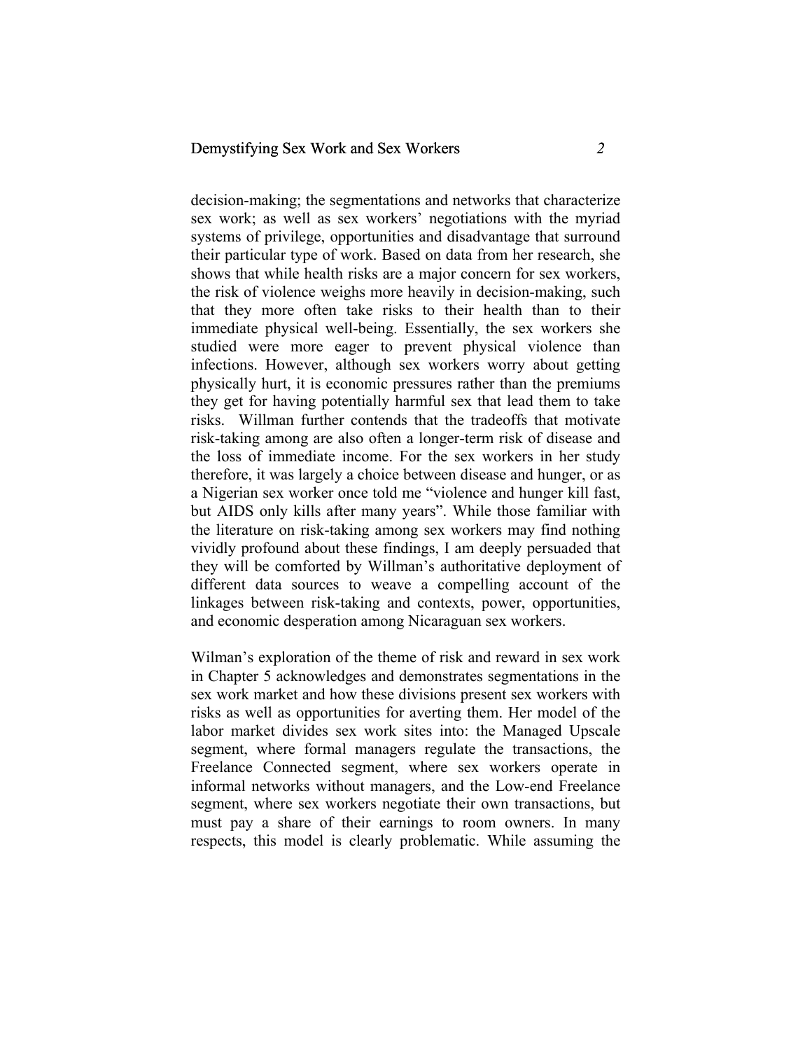decision-making; the segmentations and networks that characterize sex work; as well as sex workers' negotiations with the myriad systems of privilege, opportunities and disadvantage that surround their particular type of work. Based on data from her research, she shows that while health risks are a major concern for sex workers, the risk of violence weighs more heavily in decision-making, such that they more often take risks to their health than to their immediate physical well-being. Essentially, the sex workers she studied were more eager to prevent physical violence than infections. However, although sex workers worry about getting physically hurt, it is economic pressures rather than the premiums they get for having potentially harmful sex that lead them to take risks. Willman further contends that the tradeoffs that motivate risk-taking among are also often a longer-term risk of disease and the loss of immediate income. For the sex workers in her study therefore, it was largely a choice between disease and hunger, or as a Nigerian sex worker once told me "violence and hunger kill fast, but AIDS only kills after many years". While those familiar with the literature on risk-taking among sex workers may find nothing vividly profound about these findings, I am deeply persuaded that they will be comforted by Willman's authoritative deployment of different data sources to weave a compelling account of the linkages between risk-taking and contexts, power, opportunities, and economic desperation among Nicaraguan sex workers.

Wilman's exploration of the theme of risk and reward in sex work in Chapter 5 acknowledges and demonstrates segmentations in the sex work market and how these divisions present sex workers with risks as well as opportunities for averting them. Her model of the labor market divides sex work sites into: the Managed Upscale segment, where formal managers regulate the transactions, the Freelance Connected segment, where sex workers operate in informal networks without managers, and the Low-end Freelance segment, where sex workers negotiate their own transactions, but must pay a share of their earnings to room owners. In many respects, this model is clearly problematic. While assuming the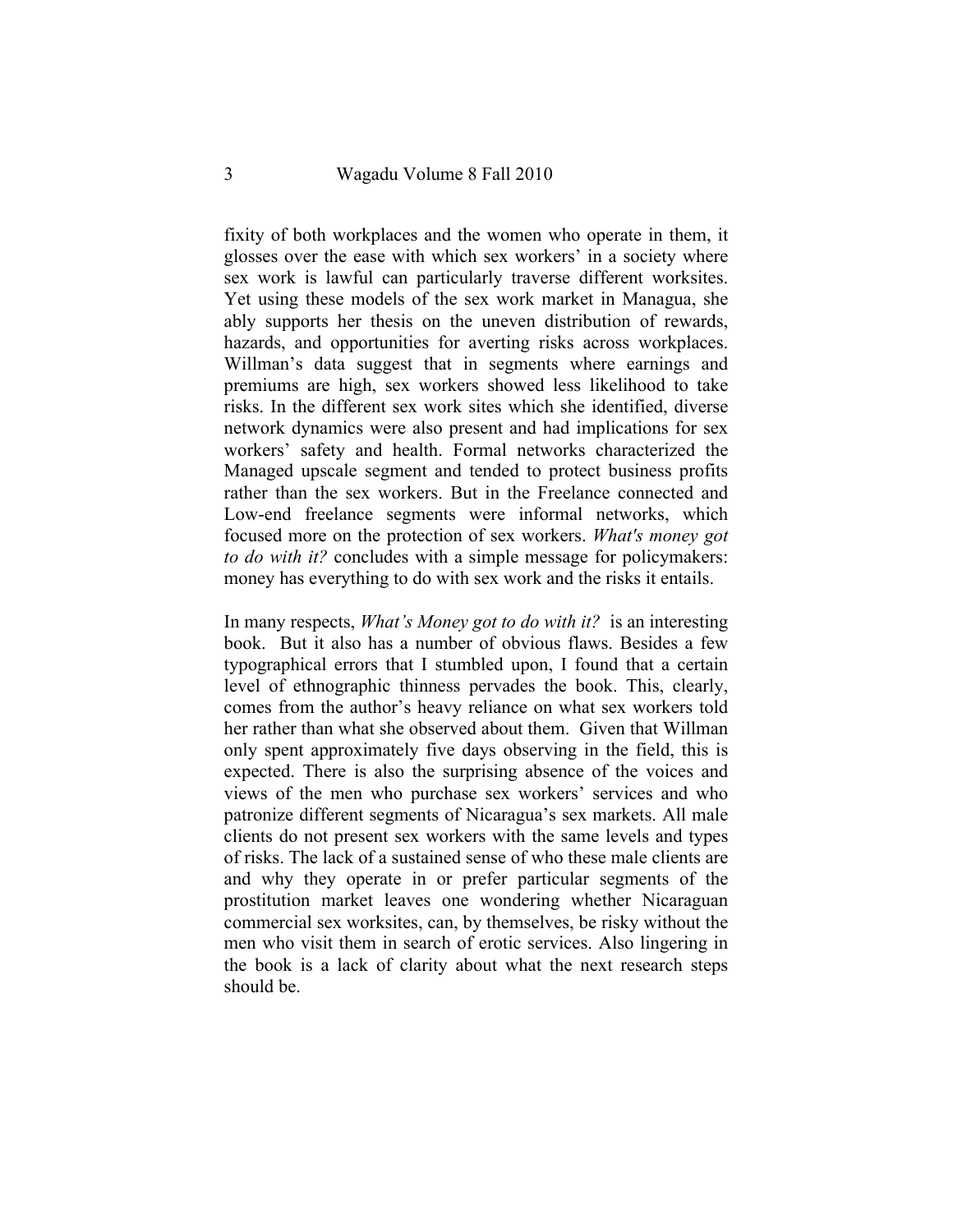fixity of both workplaces and the women who operate in them, it glosses over the ease with which sex workers' in a society where sex work is lawful can particularly traverse different worksites. Yet using these models of the sex work market in Managua, she ably supports her thesis on the uneven distribution of rewards, hazards, and opportunities for averting risks across workplaces. Willman's data suggest that in segments where earnings and premiums are high, sex workers showed less likelihood to take risks. In the different sex work sites which she identified, diverse network dynamics were also present and had implications for sex workers' safety and health. Formal networks characterized the Managed upscale segment and tended to protect business profits rather than the sex workers. But in the Freelance connected and Low-end freelance segments were informal networks, which focused more on the protection of sex workers. *What's money got to do with it?* concludes with a simple message for policymakers: money has everything to do with sex work and the risks it entails.

In many respects, *What's Money got to do with it?* is an interesting book. But it also has a number of obvious flaws. Besides a few typographical errors that I stumbled upon, I found that a certain level of ethnographic thinness pervades the book. This, clearly, comes from the author's heavy reliance on what sex workers told her rather than what she observed about them. Given that Willman only spent approximately five days observing in the field, this is expected. There is also the surprising absence of the voices and views of the men who purchase sex workers' services and who patronize different segments of Nicaragua's sex markets. All male clients do not present sex workers with the same levels and types of risks. The lack of a sustained sense of who these male clients are and why they operate in or prefer particular segments of the prostitution market leaves one wondering whether Nicaraguan commercial sex worksites, can, by themselves, be risky without the men who visit them in search of erotic services. Also lingering in the book is a lack of clarity about what the next research steps should be.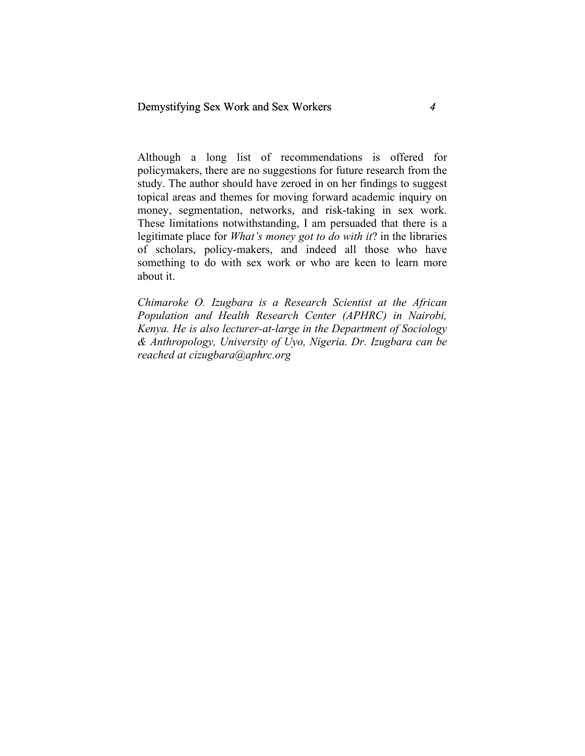Although a long list of recommendations is offered for policymakers, there are no suggestions for future research from the study. The author should have zeroed in on her findings to suggest topical areas and themes for moving forward academic inquiry on money, segmentation, networks, and risk-taking in sex work. These limitations notwithstanding, I am persuaded that there is a legitimate place for *What's money got to do with it*? in the libraries of scholars, policy-makers, and indeed all those who have something to do with sex work or who are keen to learn more about it.

*Chimaroke O. Izugbara is a Research Scientist at the African Population and Health Research Center (APHRC) in Nairobi, Kenya. He is also lecturer-at-large in the Department of Sociology & Anthropology, University of Uyo, Nigeria. Dr. Izugbara can be reached at cizugbara@aphrc.org*